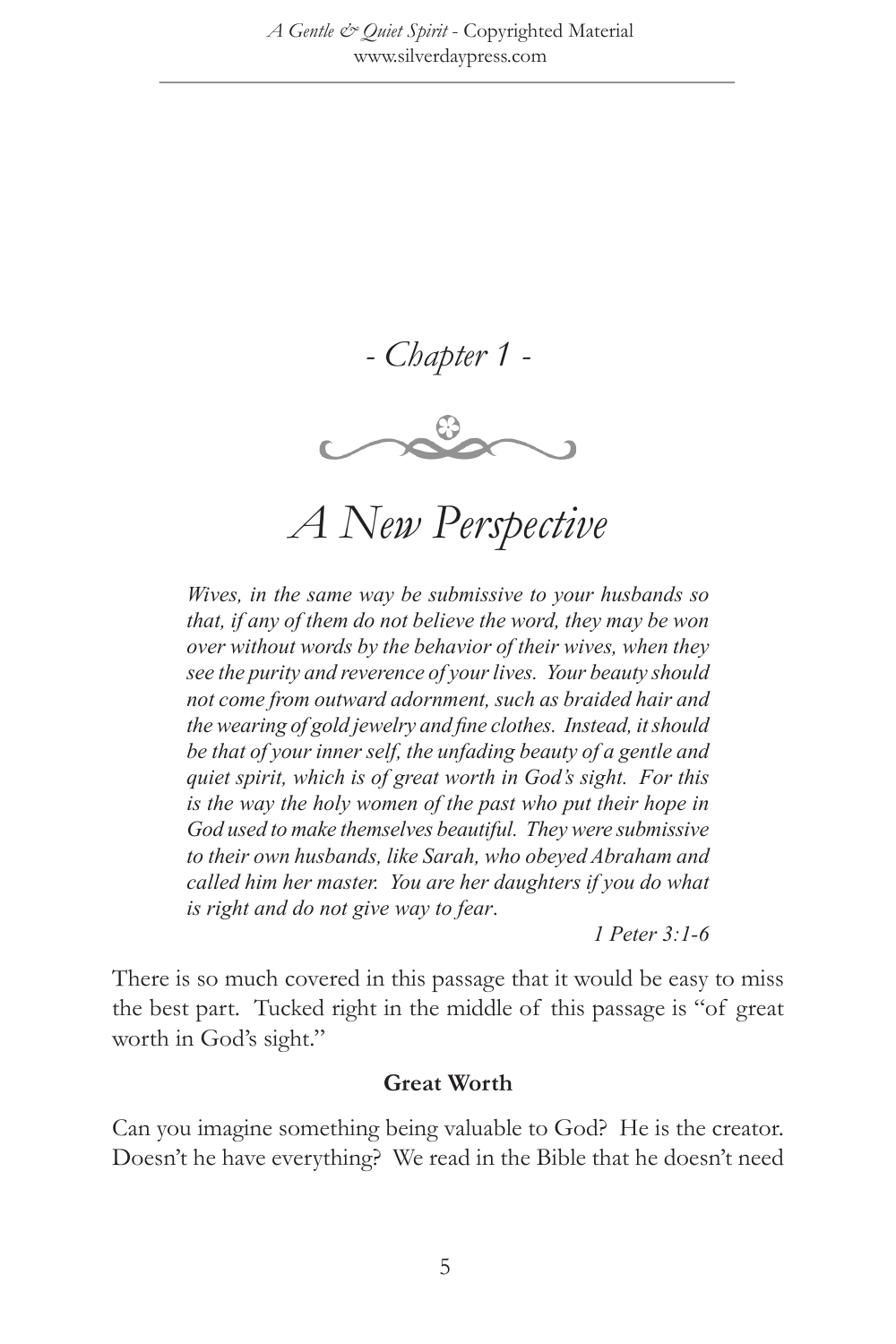*- Chapter 1 -*

# *A New Perspective*

> *Wives, in the same way be submissive to your husbands so that, if any of them do not believe the word, they may be won over without words by the behavior of their wives, when they see the purity and reverence of your lives. Your beauty should not come from outward adornment, such as braided hair and the wearing of gold jewelry and fine clothes. Instead, it should be that of your inner self, the unfading beauty of a gentle and quiet spirit, which is of great worth in God's sight. For this is the way the holy women of the past who put their hope in God used to make themselves beautiful. They were submissive to their own husbands, like Sarah, who obeyed Abraham and called him her master. You are her daughters if you do what is right and do not give way to fear.*
>
> *1 Peter 3:1-6*

There is so much covered in this passage that it would be easy to miss the best part. Tucked right in the middle of this passage is "of great worth in God's sight."

**Great Worth**

Can you imagine something being valuable to God? He is the creator. Doesn't he have everything? We read in the Bible that he doesn't need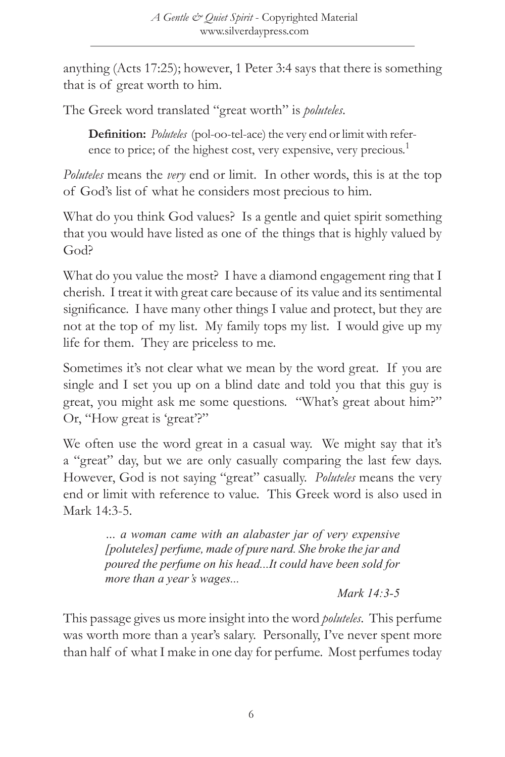anything (Acts 17:25); however, 1 Peter 3:4 says that there is something that is of great worth to him.

The Greek word translated "great worth" is *poluteles*.

> **Definition:** *Poluteles* (pol-oo-tel-ace) the very end or limit with reference to price; of the highest cost, very expensive, very precious.[1]

*Poluteles* means the *very* end or limit. In other words, this is at the top of God's list of what he considers most precious to him.

What do you think God values? Is a gentle and quiet spirit something that you would have listed as one of the things that is highly valued by God?

What do you value the most? I have a diamond engagement ring that I cherish. I treat it with great care because of its value and its sentimental significance. I have many other things I value and protect, but they are not at the top of my list. My family tops my list. I would give up my life for them. They are priceless to me.

Sometimes it's not clear what we mean by the word great. If you are single and I set you up on a blind date and told you that this guy is great, you might ask me some questions. "What's great about him?" Or, "How great is 'great'?"

We often use the word great in a casual way. We might say that it's a "great" day, but we are only casually comparing the last few days. However, God is not saying "great" casually. *Poluteles* means the very end or limit with reference to value. This Greek word is also used in Mark 14:3-5.

> ***... a woman came with an alabaster jar of very expensive [poluteles] perfume, made of pure nard. She broke the jar and poured the perfume on his head...It could have been sold for more than a year's wages...***
>
> *Mark 14:3-5*

This passage gives us more insight into the word *poluteles*. This perfume was worth more than a year's salary. Personally, I've never spent more than half of what I make in one day for perfume. Most perfumes today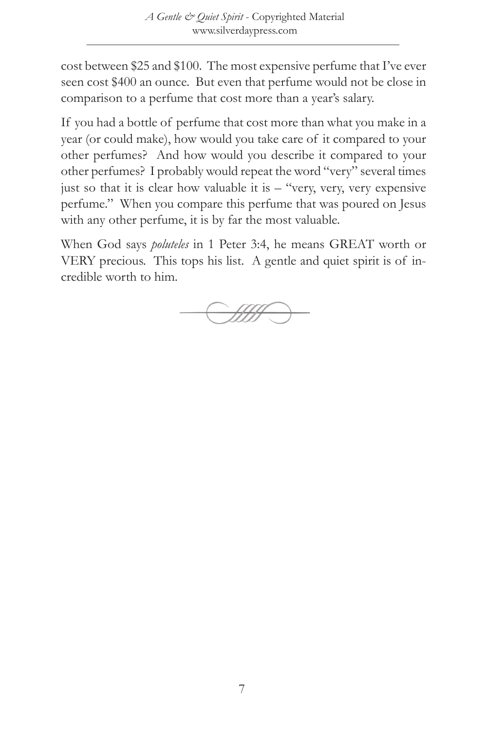cost between $25 and $100. The most expensive perfume that I've ever seen cost $400 an ounce. But even that perfume would not be close in comparison to a perfume that cost more than a year's salary.

If you had a bottle of perfume that cost more than what you make in a year (or could make), how would you take care of it compared to your other perfumes? And how would you describe it compared to your other perfumes? I probably would repeat the word "very" several times just so that it is clear how valuable it is – "very, very, very expensive perfume." When you compare this perfume that was poured on Jesus with any other perfume, it is by far the most valuable.

When God says *poluteles* in 1 Peter 3:4, he means GREAT worth or VERY precious. This tops his list. A gentle and quiet spirit is of incredible worth to him.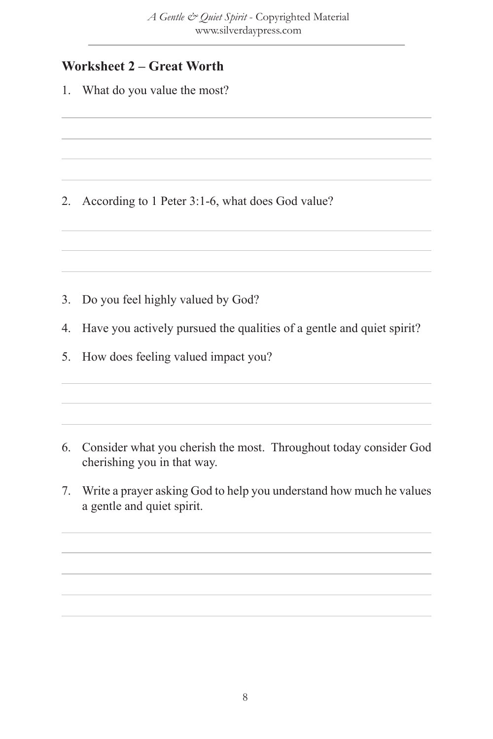## Worksheet 2 – Great Worth

1. What do you value the most?

2. According to 1 Peter 3:1-6, what does God value?

3. Do you feel highly valued by God?

4. Have you actively pursued the qualities of a gentle and quiet spirit?

5. How does feeling valued impact you?

6. Consider what you cherish the most. Throughout today consider God cherishing you in that way.

7. Write a prayer asking God to help you understand how much he values a gentle and quiet spirit.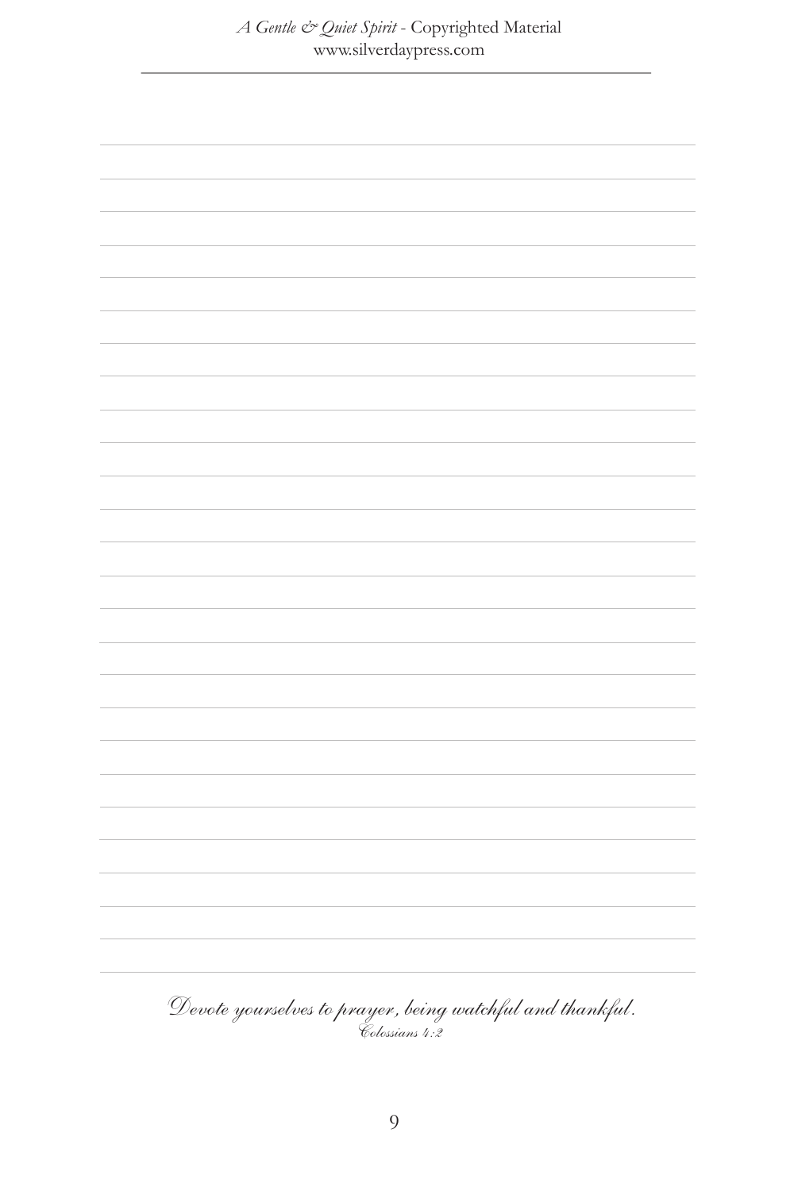*Devote yourselves to prayer, being watchful and thankful.*
*Colossians 4:2*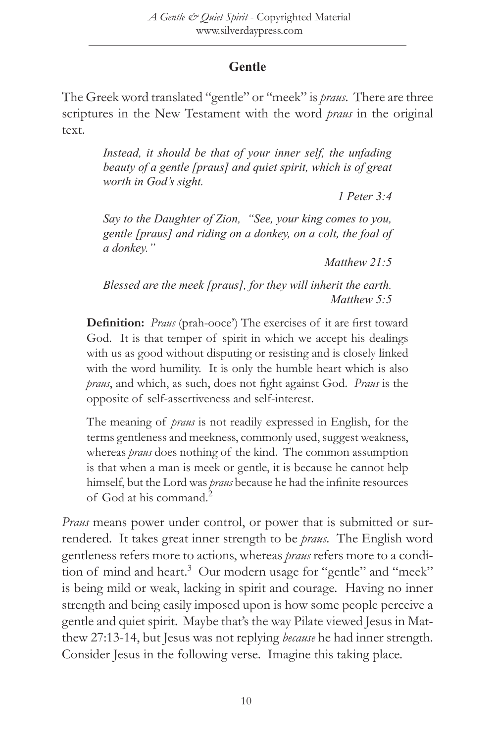## Gentle

The Greek word translated "gentle" or "meek" is *praus*. There are three scriptures in the New Testament with the word *praus* in the original text.

> *Instead, it should be that of your inner self, the unfading beauty of a gentle [praus] and quiet spirit, which is of great worth in God's sight.*
>
> *1 Peter 3:4*

> *Say to the Daughter of Zion, "See, your king comes to you, gentle [praus] and riding on a donkey, on a colt, the foal of a donkey."*
>
> *Matthew 21:5*

> *Blessed are the meek [praus], for they will inherit the earth.*
>
> *Matthew 5:5*

> **Definition:** *Praus* (prah-ooce') The exercises of it are first toward God. It is that temper of spirit in which we accept his dealings with us as good without disputing or resisting and is closely linked with the word humility. It is only the humble heart which is also *praus*, and which, as such, does not fight against God. *Praus* is the opposite of self-assertiveness and self-interest.
>
> The meaning of *praus* is not readily expressed in English, for the terms gentleness and meekness, commonly used, suggest weakness, whereas *praus* does nothing of the kind. The common assumption is that when a man is meek or gentle, it is because he cannot help himself, but the Lord was *praus* because he had the infinite resources of God at his command.[2]

*Praus* means power under control, or power that is submitted or surrendered. It takes great inner strength to be *praus*. The English word gentleness refers more to actions, whereas *praus* refers more to a condition of mind and heart.[3] Our modern usage for "gentle" and "meek" is being mild or weak, lacking in spirit and courage. Having no inner strength and being easily imposed upon is how some people perceive a gentle and quiet spirit. Maybe that's the way Pilate viewed Jesus in Matthew 27:13-14, but Jesus was not replying *because* he had inner strength. Consider Jesus in the following verse. Imagine this taking place.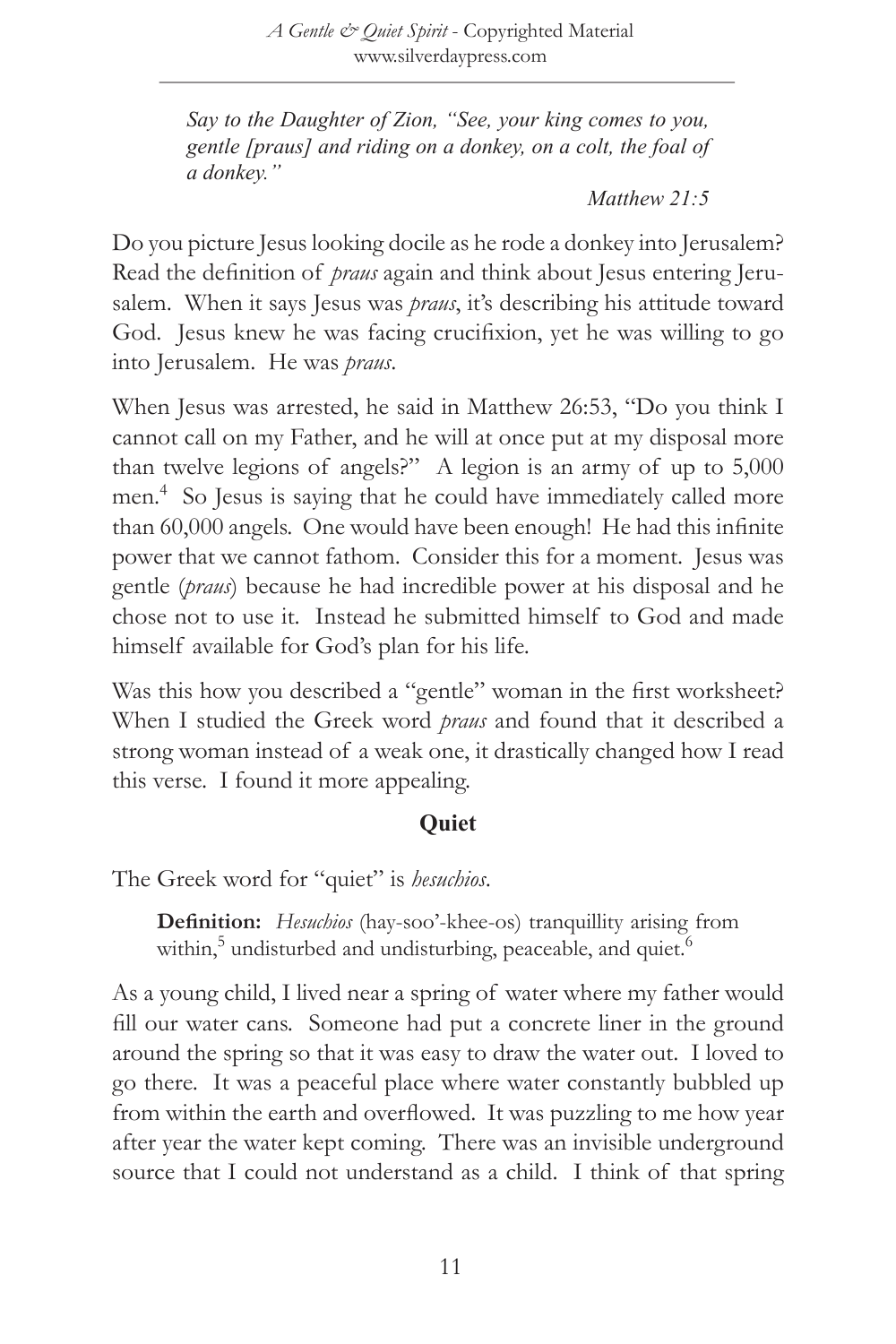> *Say to the Daughter of Zion, "See, your king comes to you, gentle [praus] and riding on a donkey, on a colt, the foal of a donkey."*
>
> *Matthew 21:5*

Do you picture Jesus looking docile as he rode a donkey into Jerusalem? Read the definition of *praus* again and think about Jesus entering Jerusalem. When it says Jesus was *praus*, it's describing his attitude toward God. Jesus knew he was facing crucifixion, yet he was willing to go into Jerusalem. He was *praus*.

When Jesus was arrested, he said in Matthew 26:53, "Do you think I cannot call on my Father, and he will at once put at my disposal more than twelve legions of angels?" A legion is an army of up to 5,000 men.[4] So Jesus is saying that he could have immediately called more than 60,000 angels. One would have been enough! He had this infinite power that we cannot fathom. Consider this for a moment. Jesus was gentle (*praus*) because he had incredible power at his disposal and he chose not to use it. Instead he submitted himself to God and made himself available for God's plan for his life.

Was this how you described a "gentle" woman in the first worksheet? When I studied the Greek word *praus* and found that it described a strong woman instead of a weak one, it drastically changed how I read this verse. I found it more appealing.

### Quiet

The Greek word for "quiet" is *hesuchios*.

> **Definition:** *Hesuchios* (hay-soo'-khee-os) tranquillity arising from within,[5] undisturbed and undisturbing, peaceable, and quiet.[6]

As a young child, I lived near a spring of water where my father would fill our water cans. Someone had put a concrete liner in the ground around the spring so that it was easy to draw the water out. I loved to go there. It was a peaceful place where water constantly bubbled up from within the earth and overflowed. It was puzzling to me how year after year the water kept coming. There was an invisible underground source that I could not understand as a child. I think of that spring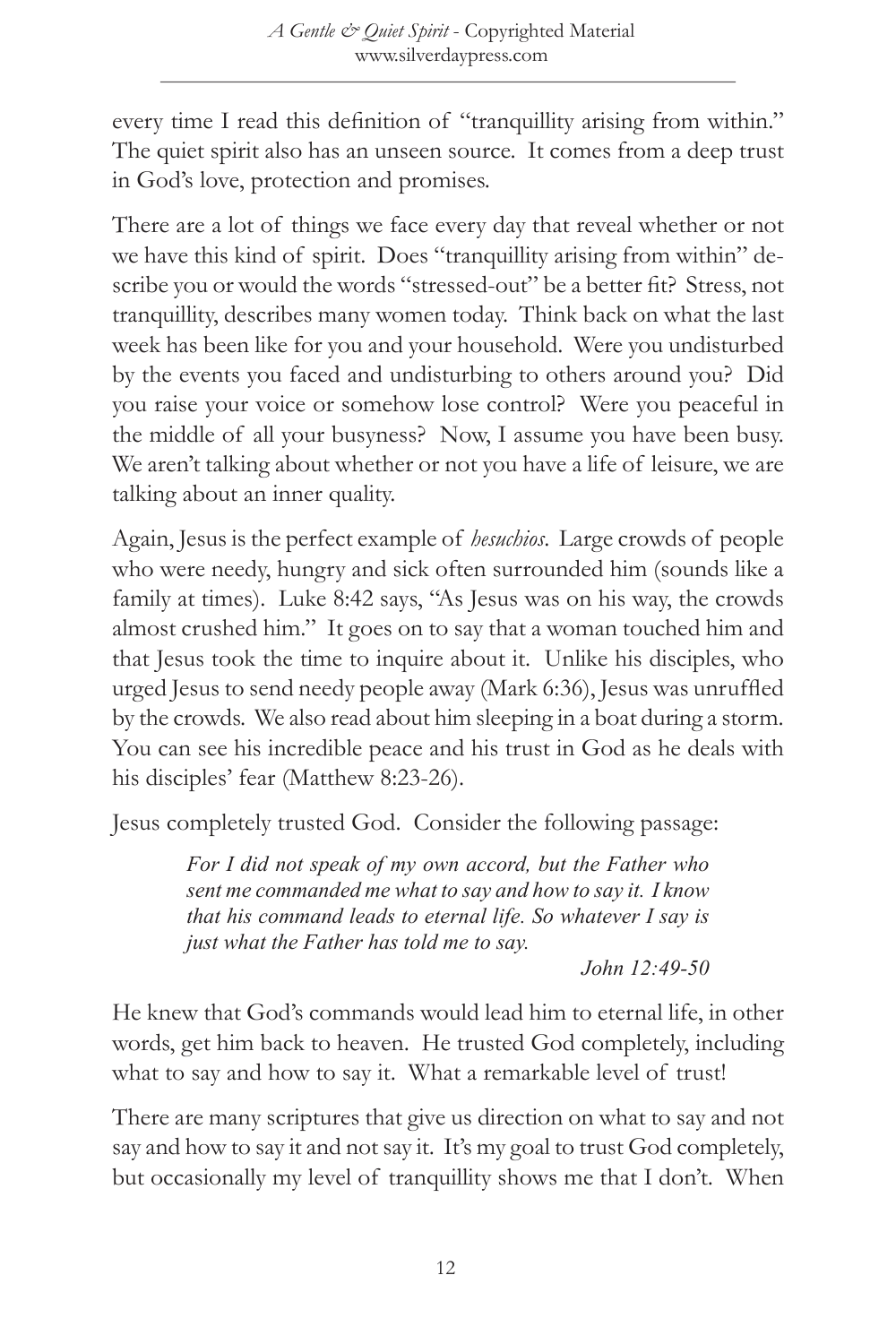every time I read this definition of "tranquillity arising from within." The quiet spirit also has an unseen source. It comes from a deep trust in God's love, protection and promises.

There are a lot of things we face every day that reveal whether or not we have this kind of spirit. Does "tranquillity arising from within" describe you or would the words "stressed-out" be a better fit? Stress, not tranquillity, describes many women today. Think back on what the last week has been like for you and your household. Were you undisturbed by the events you faced and undisturbing to others around you? Did you raise your voice or somehow lose control? Were you peaceful in the middle of all your busyness? Now, I assume you have been busy. We aren't talking about whether or not you have a life of leisure, we are talking about an inner quality.

Again, Jesus is the perfect example of *hesuchios*. Large crowds of people who were needy, hungry and sick often surrounded him (sounds like a family at times). Luke 8:42 says, "As Jesus was on his way, the crowds almost crushed him." It goes on to say that a woman touched him and that Jesus took the time to inquire about it. Unlike his disciples, who urged Jesus to send needy people away (Mark 6:36), Jesus was unruffled by the crowds. We also read about him sleeping in a boat during a storm. You can see his incredible peace and his trust in God as he deals with his disciples' fear (Matthew 8:23-26).

Jesus completely trusted God. Consider the following passage:

> *For I did not speak of my own accord, but the Father who sent me commanded me what to say and how to say it. I know that his command leads to eternal life. So whatever I say is just what the Father has told me to say.*
>
> *John 12:49-50*

He knew that God's commands would lead him to eternal life, in other words, get him back to heaven. He trusted God completely, including what to say and how to say it. What a remarkable level of trust!

There are many scriptures that give us direction on what to say and not say and how to say it and not say it. It's my goal to trust God completely, but occasionally my level of tranquillity shows me that I don't. When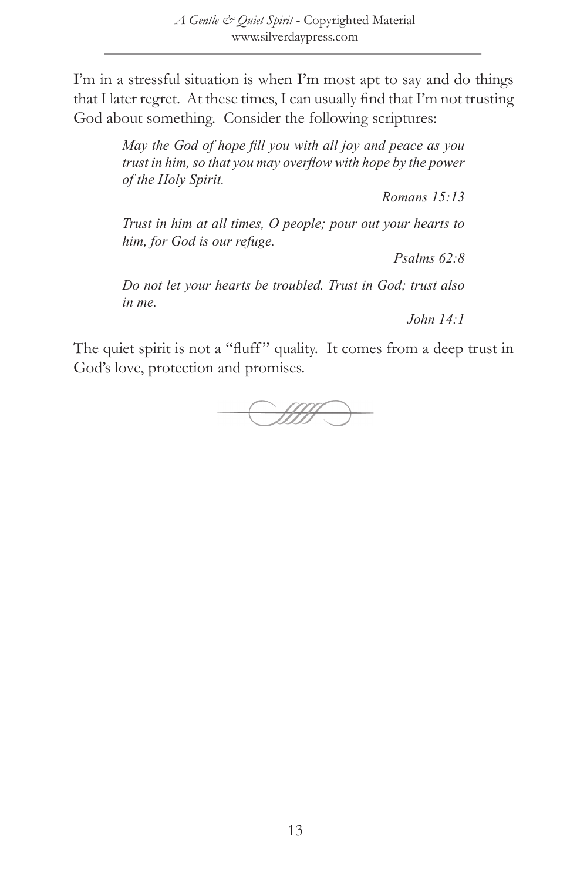I'm in a stressful situation is when I'm most apt to say and do things that I later regret. At these times, I can usually find that I'm not trusting God about something. Consider the following scriptures:

> *May the God of hope fill you with all joy and peace as you trust in him, so that you may overflow with hope by the power of the Holy Spirit.*
>
> *Romans 15:13*

> *Trust in him at all times, O people; pour out your hearts to him, for God is our refuge.*
>
> *Psalms 62:8*

> *Do not let your hearts be troubled. Trust in God; trust also in me.*
>
> *John 14:1*

The quiet spirit is not a "fluff" quality. It comes from a deep trust in God's love, protection and promises.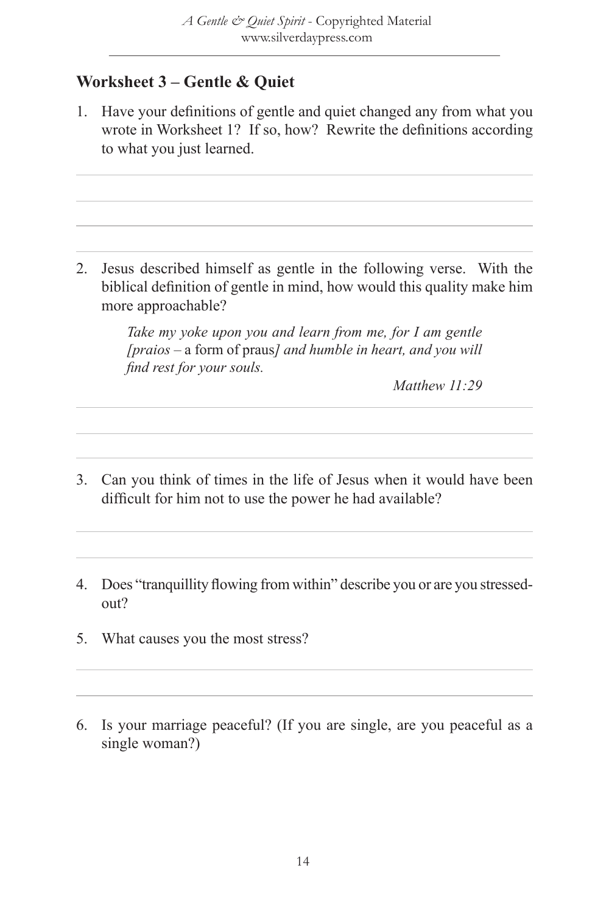## Worksheet 3 – Gentle & Quiet

1. Have your definitions of gentle and quiet changed any from what you wrote in Worksheet 1? If so, how? Rewrite the definitions according to what you just learned.

2. Jesus described himself as gentle in the following verse. With the biblical definition of gentle in mind, how would this quality make him more approachable?

   > *Take my yoke upon you and learn from me, for I am gentle [praios –* a form of praus*] and humble in heart, and you will find rest for your souls.*
   >
   > *Matthew 11:29*

3. Can you think of times in the life of Jesus when it would have been difficult for him not to use the power he had available?

4. Does "tranquillity flowing from within" describe you or are you stressed-out?

5. What causes you the most stress?

6. Is your marriage peaceful? (If you are single, are you peaceful as a single woman?)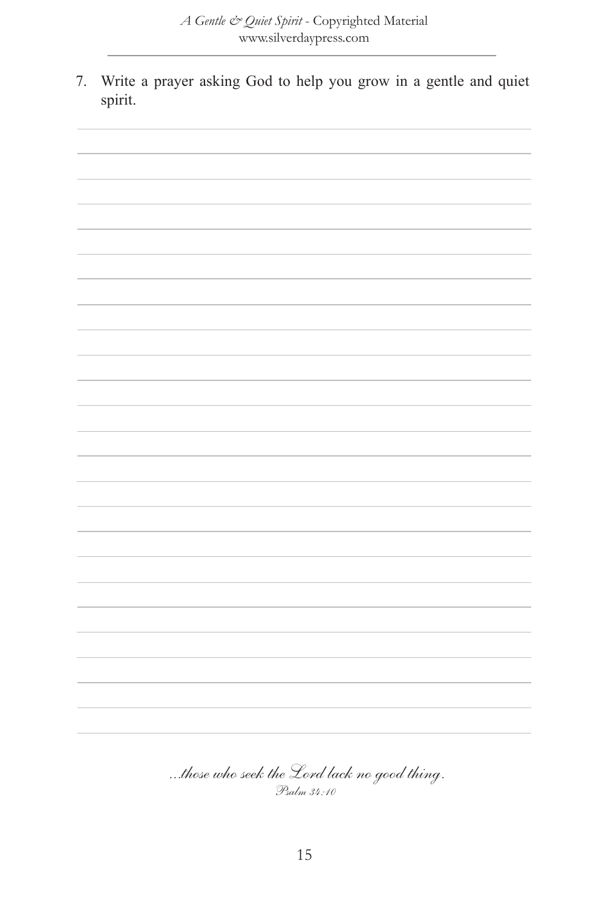7. Write a prayer asking God to help you grow in a gentle and quiet spirit.

*...those who seek the Lord lack no good thing.*
*Psalm 34:10*